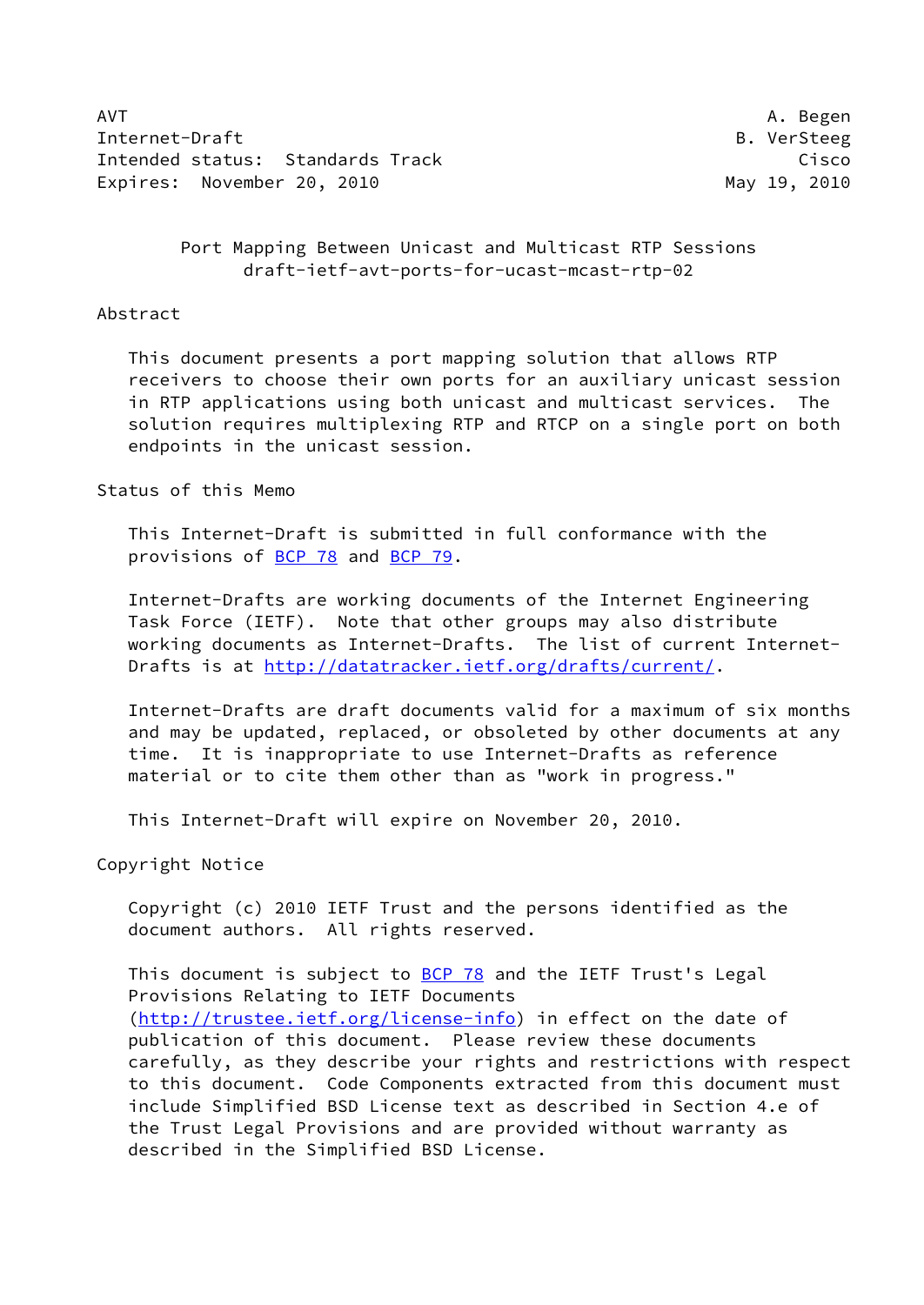AVT                                                             A. Begen
Internet-Draft                                               B. VerSteeg
Intended status: Standards Track                                   Cisco
Expires: November 20, 2010                                  May 19, 2010

# Port Mapping Between Unicast and Multicast RTP Sessions
## draft-ietf-avt-ports-for-ucast-mcast-rtp-02

## Abstract

This document presents a port mapping solution that allows RTP receivers to choose their own ports for an auxiliary unicast session in RTP applications using both unicast and multicast services. The solution requires multiplexing RTP and RTCP on a single port on both endpoints in the unicast session.

## Status of this Memo

This Internet-Draft is submitted in full conformance with the provisions of BCP 78 and BCP 79.

Internet-Drafts are working documents of the Internet Engineering Task Force (IETF). Note that other groups may also distribute working documents as Internet-Drafts. The list of current Internet-Drafts is at http://datatracker.ietf.org/drafts/current/.

Internet-Drafts are draft documents valid for a maximum of six months and may be updated, replaced, or obsoleted by other documents at any time. It is inappropriate to use Internet-Drafts as reference material or to cite them other than as "work in progress."

This Internet-Draft will expire on November 20, 2010.

## Copyright Notice

Copyright (c) 2010 IETF Trust and the persons identified as the document authors. All rights reserved.

This document is subject to BCP 78 and the IETF Trust's Legal Provisions Relating to IETF Documents (http://trustee.ietf.org/license-info) in effect on the date of publication of this document. Please review these documents carefully, as they describe your rights and restrictions with respect to this document. Code Components extracted from this document must include Simplified BSD License text as described in Section 4.e of the Trust Legal Provisions and are provided without warranty as described in the Simplified BSD License.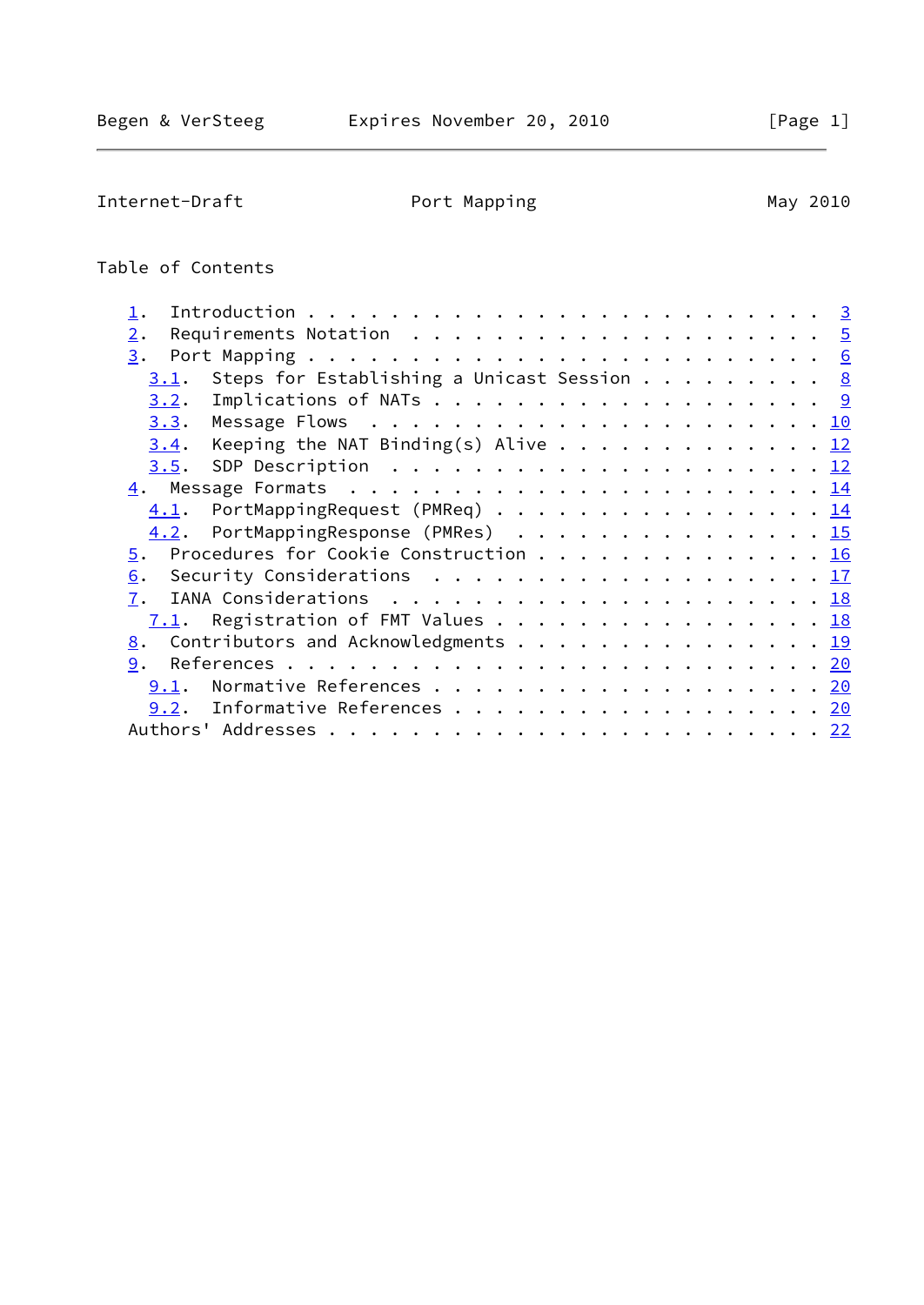## Table of Contents

1. Introduction . . . . . . . . . . . . . . . . . . . . . . . . 3
2. Requirements Notation . . . . . . . . . . . . . . . . . . . . 5
3. Port Mapping . . . . . . . . . . . . . . . . . . . . . . . . 6
   3.1. Steps for Establishing a Unicast Session . . . . . . . . . 8
   3.2. Implications of NATs . . . . . . . . . . . . . . . . . . 9
   3.3. Message Flows . . . . . . . . . . . . . . . . . . . . . . 10
   3.4. Keeping the NAT Binding(s) Alive . . . . . . . . . . . . . 12
   3.5. SDP Description . . . . . . . . . . . . . . . . . . . . . 12
4. Message Formats . . . . . . . . . . . . . . . . . . . . . . . 14
   4.1. PortMappingRequest (PMReq) . . . . . . . . . . . . . . . . 14
   4.2. PortMappingResponse (PMRes) . . . . . . . . . . . . . . . 15
5. Procedures for Cookie Construction . . . . . . . . . . . . . . 16
6. Security Considerations . . . . . . . . . . . . . . . . . . . 17
7. IANA Considerations . . . . . . . . . . . . . . . . . . . . . 18
   7.1. Registration of FMT Values . . . . . . . . . . . . . . . . 18
8. Contributors and Acknowledgments . . . . . . . . . . . . . . . 19
9. References . . . . . . . . . . . . . . . . . . . . . . . . . 20
   9.1. Normative References . . . . . . . . . . . . . . . . . . . 20
   9.2. Informative References . . . . . . . . . . . . . . . . . . 20

Authors' Addresses . . . . . . . . . . . . . . . . . . . . . . . 22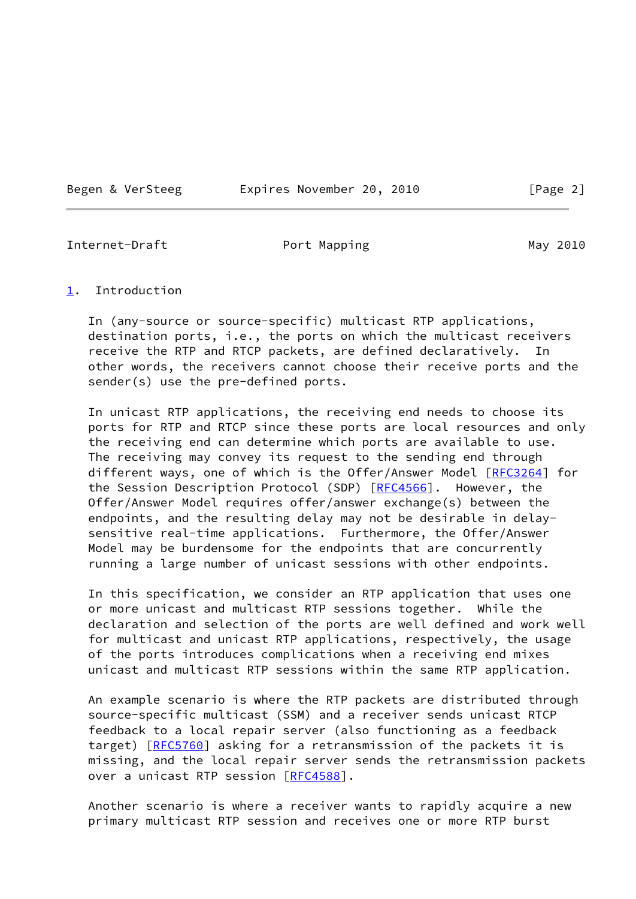## 1. Introduction

In (any-source or source-specific) multicast RTP applications, destination ports, i.e., the ports on which the multicast receivers receive the RTP and RTCP packets, are defined declaratively. In other words, the receivers cannot choose their receive ports and the sender(s) use the pre-defined ports.

In unicast RTP applications, the receiving end needs to choose its ports for RTP and RTCP since these ports are local resources and only the receiving end can determine which ports are available to use. The receiving may convey its request to the sending end through different ways, one of which is the Offer/Answer Model [RFC3264] for the Session Description Protocol (SDP) [RFC4566]. However, the Offer/Answer Model requires offer/answer exchange(s) between the endpoints, and the resulting delay may not be desirable in delay-sensitive real-time applications. Furthermore, the Offer/Answer Model may be burdensome for the endpoints that are concurrently running a large number of unicast sessions with other endpoints.

In this specification, we consider an RTP application that uses one or more unicast and multicast RTP sessions together. While the declaration and selection of the ports are well defined and work well for multicast and unicast RTP applications, respectively, the usage of the ports introduces complications when a receiving end mixes unicast and multicast RTP sessions within the same RTP application.

An example scenario is where the RTP packets are distributed through source-specific multicast (SSM) and a receiver sends unicast RTCP feedback to a local repair server (also functioning as a feedback target) [RFC5760] asking for a retransmission of the packets it is missing, and the local repair server sends the retransmission packets over a unicast RTP session [RFC4588].

Another scenario is where a receiver wants to rapidly acquire a new primary multicast RTP session and receives one or more RTP burst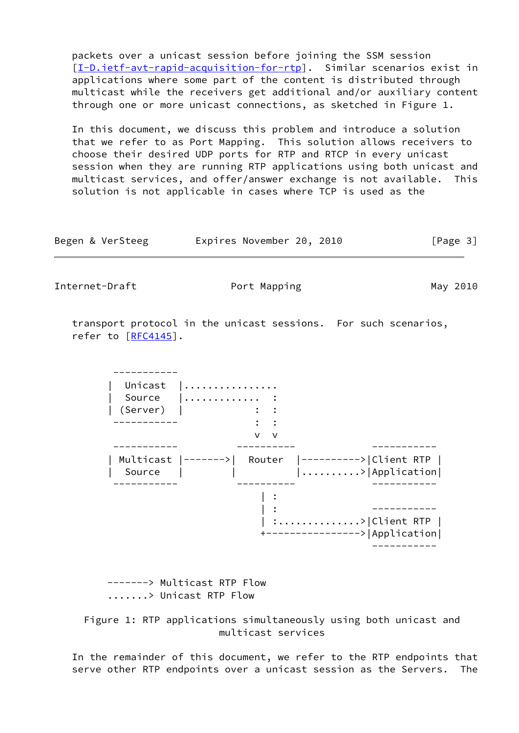packets over a unicast session before joining the SSM session [I-D.ietf-avt-rapid-acquisition-for-rtp]. Similar scenarios exist in applications where some part of the content is distributed through multicast while the receivers get additional and/or auxiliary content through one or more unicast connections, as sketched in Figure 1.

In this document, we discuss this problem and introduce a solution that we refer to as Port Mapping. This solution allows receivers to choose their desired UDP ports for RTP and RTCP in every unicast session when they are running RTP applications using both unicast and multicast services, and offer/answer exchange is not available. This solution is not applicable in cases where TCP is used as the transport protocol in the unicast sessions. For such scenarios, refer to [RFC4145].

```
 -----------
|  Unicast  |................
|  Source   |............  :
| (Server)  |           :  :
 -----------            :  :
                        v  v
 -----------       ----------         -----------
| Multicast |------->|  Router  |---------->|Client RTP |
|  Source   |       |          |.........>|Application|
 -----------       ----------         -----------
                        | :
                        | :           -----------
                        | :.............>|Client RTP |
                        +--------------->|Application|
                                      -----------

 -------> Multicast RTP Flow
 .......> Unicast RTP Flow
```

Figure 1: RTP applications simultaneously using both unicast and multicast services

In the remainder of this document, we refer to the RTP endpoints that serve other RTP endpoints over a unicast session as the Servers. The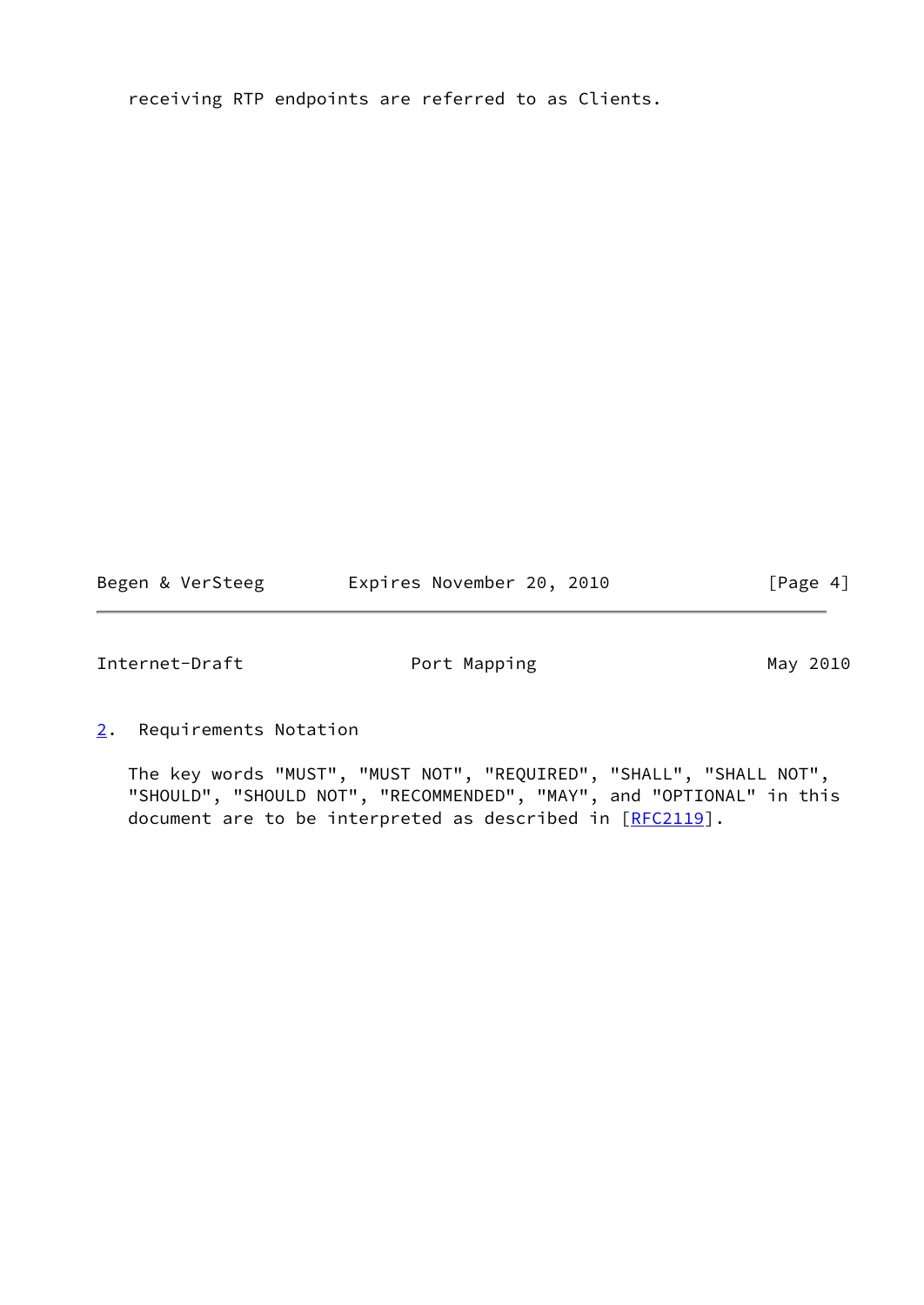receiving RTP endpoints are referred to as Clients.

## 2. Requirements Notation

The key words "MUST", "MUST NOT", "REQUIRED", "SHALL", "SHALL NOT", "SHOULD", "SHOULD NOT", "RECOMMENDED", "MAY", and "OPTIONAL" in this document are to be interpreted as described in [RFC2119].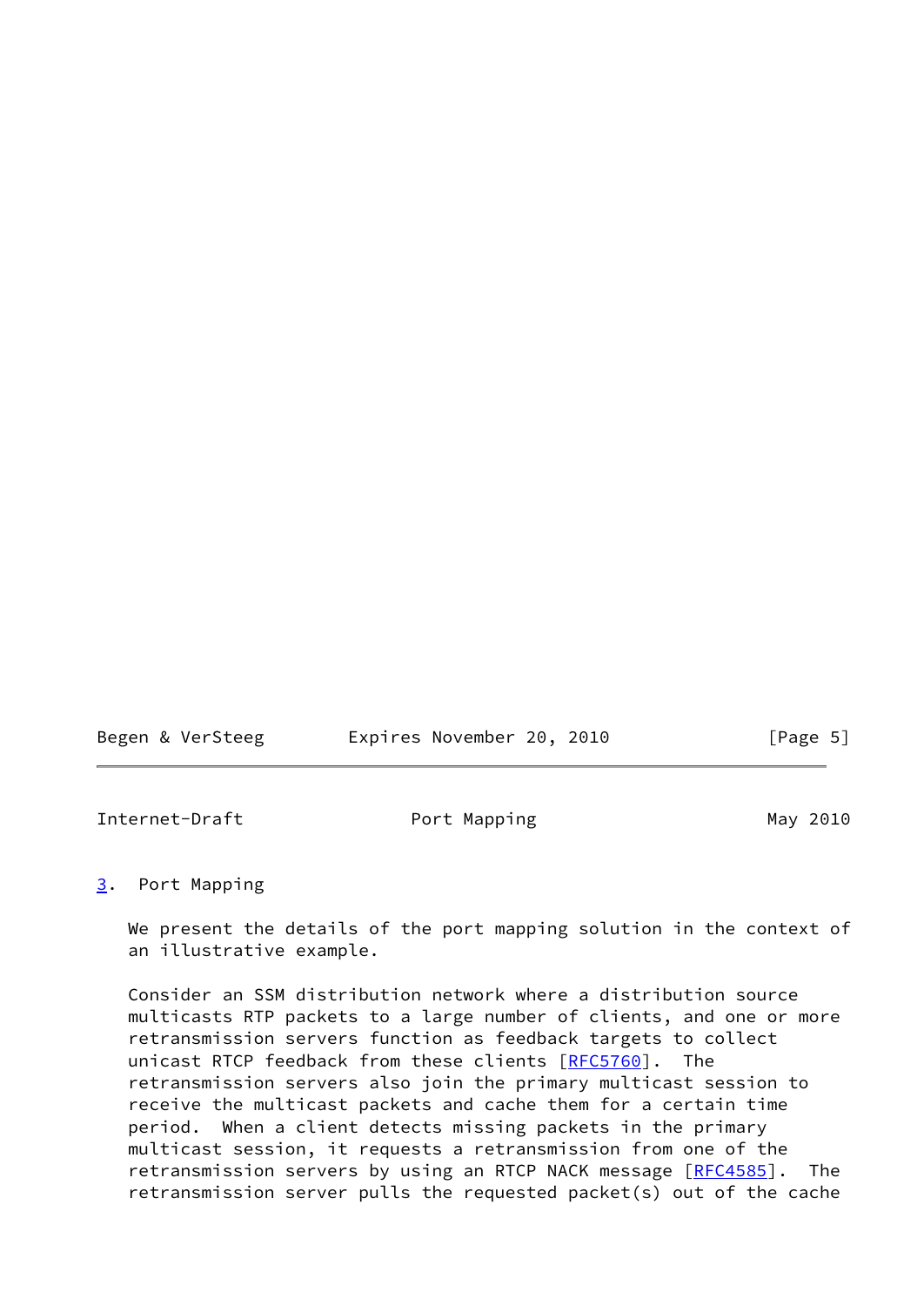## 3. Port Mapping

We present the details of the port mapping solution in the context of an illustrative example.

Consider an SSM distribution network where a distribution source multicasts RTP packets to a large number of clients, and one or more retransmission servers function as feedback targets to collect unicast RTCP feedback from these clients [RFC5760]. The retransmission servers also join the primary multicast session to receive the multicast packets and cache them for a certain time period. When a client detects missing packets in the primary multicast session, it requests a retransmission from one of the retransmission servers by using an RTCP NACK message [RFC4585]. The retransmission server pulls the requested packet(s) out of the cache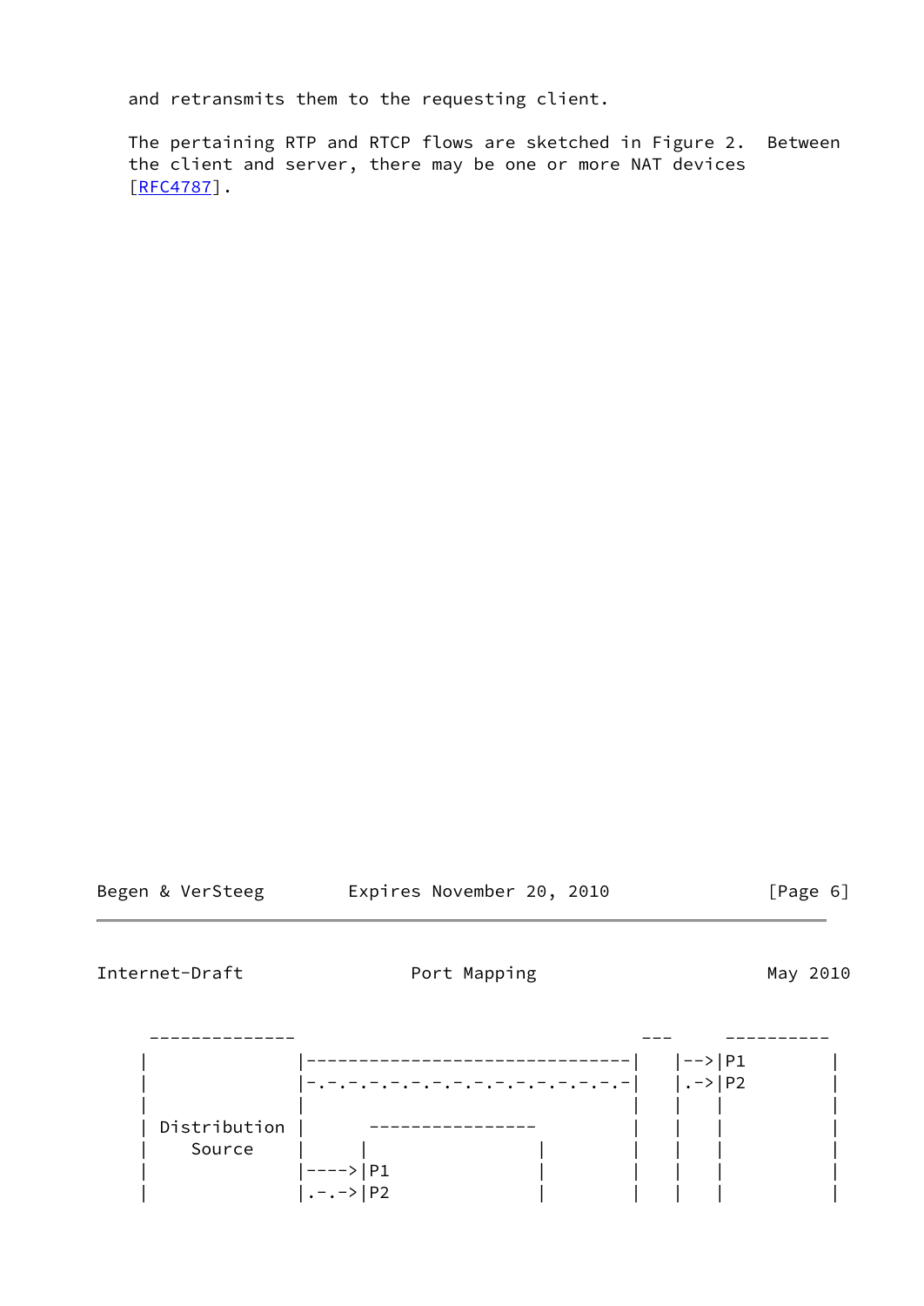and retransmits them to the requesting client.

The pertaining RTP and RTCP flows are sketched in Figure 2. Between the client and server, there may be one or more NAT devices [RFC4787].

```
 --------------                                          ---      ----------
|              |-------------------------------|    |-->|P1         |
|              |-.-.-.-.-.-.-.-.-.-.-.-.-.-.-.-.-|    |.->|P2         |
|              |                               |    |   |           |
| Distribution |      ----------------         |    |   |           |
|    Source    |     |                |        |    |   |           |
|              |---->|P1              |        |    |   |           |
|              |.-.->|P2              |        |    |   |           |
```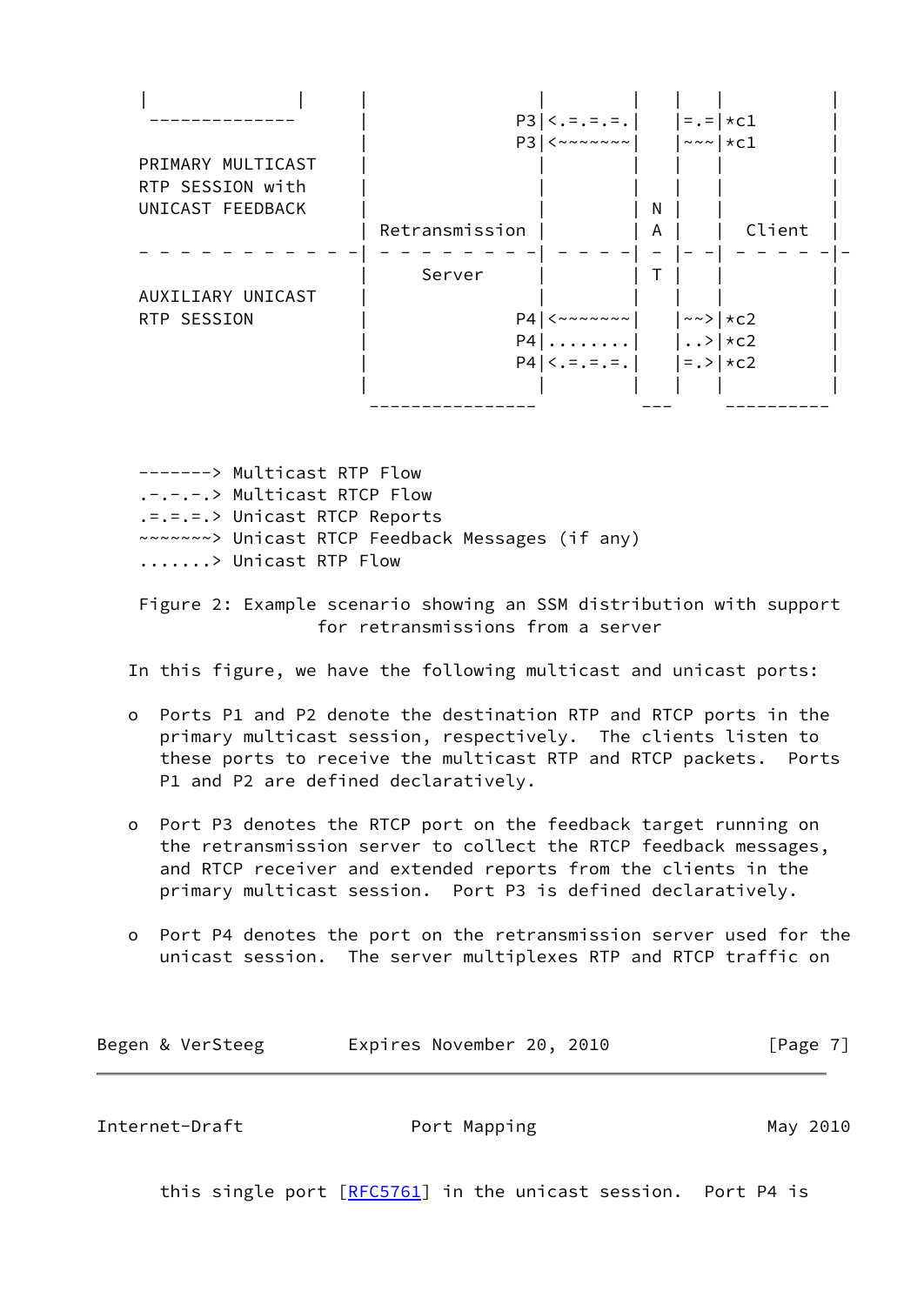```
 |              |      |                          |         |   |   |            |
  --------------       |                       P3|<.=.=.=.|   |=.=|*c1          |
                       |                       P3|<~~~~~~~|   |~~~|*c1          |
 PRIMARY MULTICAST     |                         |         |   |   |            |
 RTP SESSION with      |                         |         |   |   |            |
 UNICAST FEEDBACK      |                         |         | N |   |            |
                       | Retransmission |         | A |   |   Client   |
 - - - - - - - - - - - -| - - - - - - - -| - - - - -| - |- -| - - - - - -|-
                       |     Server     |         | T |   |            |
 AUXILIARY UNICAST     |                         |         |   |   |            |
 RTP SESSION           |                       P4|<~~~~~~~|   |~~>|*c2          |
                       |                       P4|........|   |..>|*c2          |
                       |                       P4|<.=.=.=.|   |=.>|*c2          |
                       |                         |         |   |   |            |
                        ----------------           ---      ----------

 -------> Multicast RTP Flow
 .-.-.-.> Multicast RTCP Flow
 .=.=.=.> Unicast RTCP Reports
 ~~~~~~~> Unicast RTCP Feedback Messages (if any)
 .......> Unicast RTP Flow
```

Figure 2: Example scenario showing an SSM distribution with support for retransmissions from a server

In this figure, we have the following multicast and unicast ports:

- Ports P1 and P2 denote the destination RTP and RTCP ports in the primary multicast session, respectively. The clients listen to these ports to receive the multicast RTP and RTCP packets. Ports P1 and P2 are defined declaratively.

- Port P3 denotes the RTCP port on the feedback target running on the retransmission server to collect the RTCP feedback messages, and RTCP receiver and extended reports from the clients in the primary multicast session. Port P3 is defined declaratively.

- Port P4 denotes the port on the retransmission server used for the unicast session. The server multiplexes RTP and RTCP traffic on this single port [RFC5761] in the unicast session. Port P4 is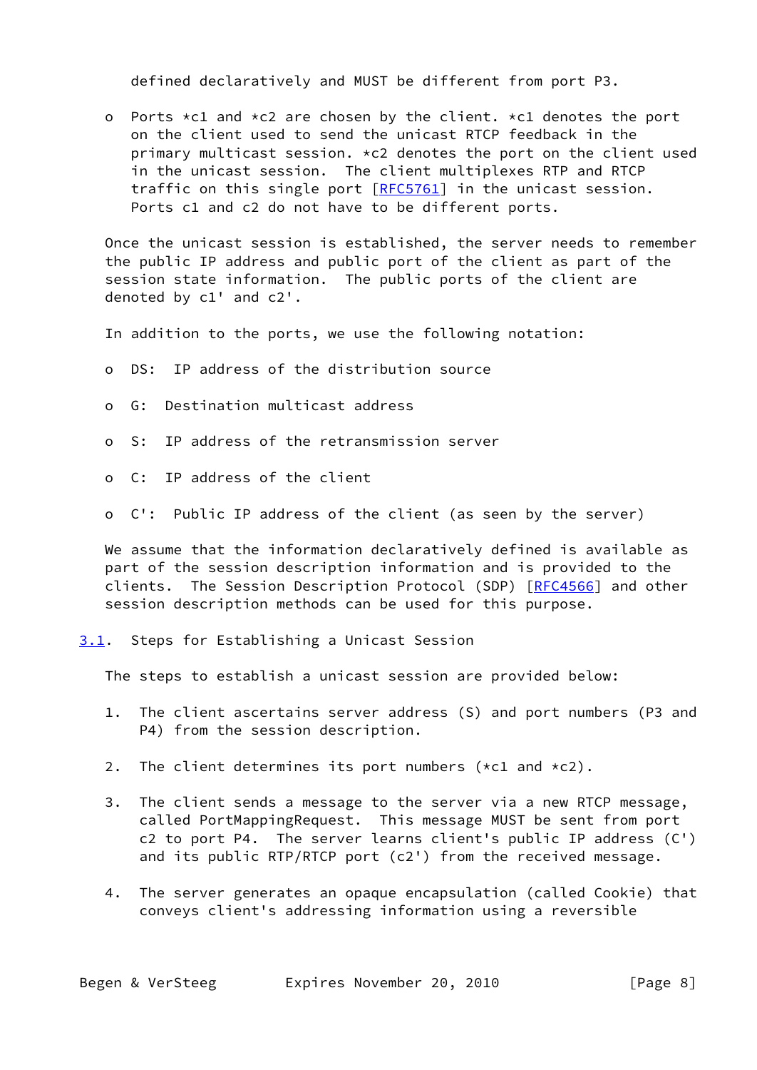defined declaratively and MUST be different from port P3.

- Ports *c1 and *c2 are chosen by the client. *c1 denotes the port on the client used to send the unicast RTCP feedback in the primary multicast session. *c2 denotes the port on the client used in the unicast session. The client multiplexes RTP and RTCP traffic on this single port [RFC5761] in the unicast session. Ports c1 and c2 do not have to be different ports.

Once the unicast session is established, the server needs to remember the public IP address and public port of the client as part of the session state information. The public ports of the client are denoted by c1' and c2'.

In addition to the ports, we use the following notation:

- DS: IP address of the distribution source
- G: Destination multicast address
- S: IP address of the retransmission server
- C: IP address of the client
- C': Public IP address of the client (as seen by the server)

We assume that the information declaratively defined is available as part of the session description information and is provided to the clients. The Session Description Protocol (SDP) [RFC4566] and other session description methods can be used for this purpose.

### 3.1. Steps for Establishing a Unicast Session

The steps to establish a unicast session are provided below:

1. The client ascertains server address (S) and port numbers (P3 and P4) from the session description.

2. The client determines its port numbers (*c1 and *c2).

3. The client sends a message to the server via a new RTCP message, called PortMappingRequest. This message MUST be sent from port c2 to port P4. The server learns client's public IP address (C') and its public RTP/RTCP port (c2') from the received message.

4. The server generates an opaque encapsulation (called Cookie) that conveys client's addressing information using a reversible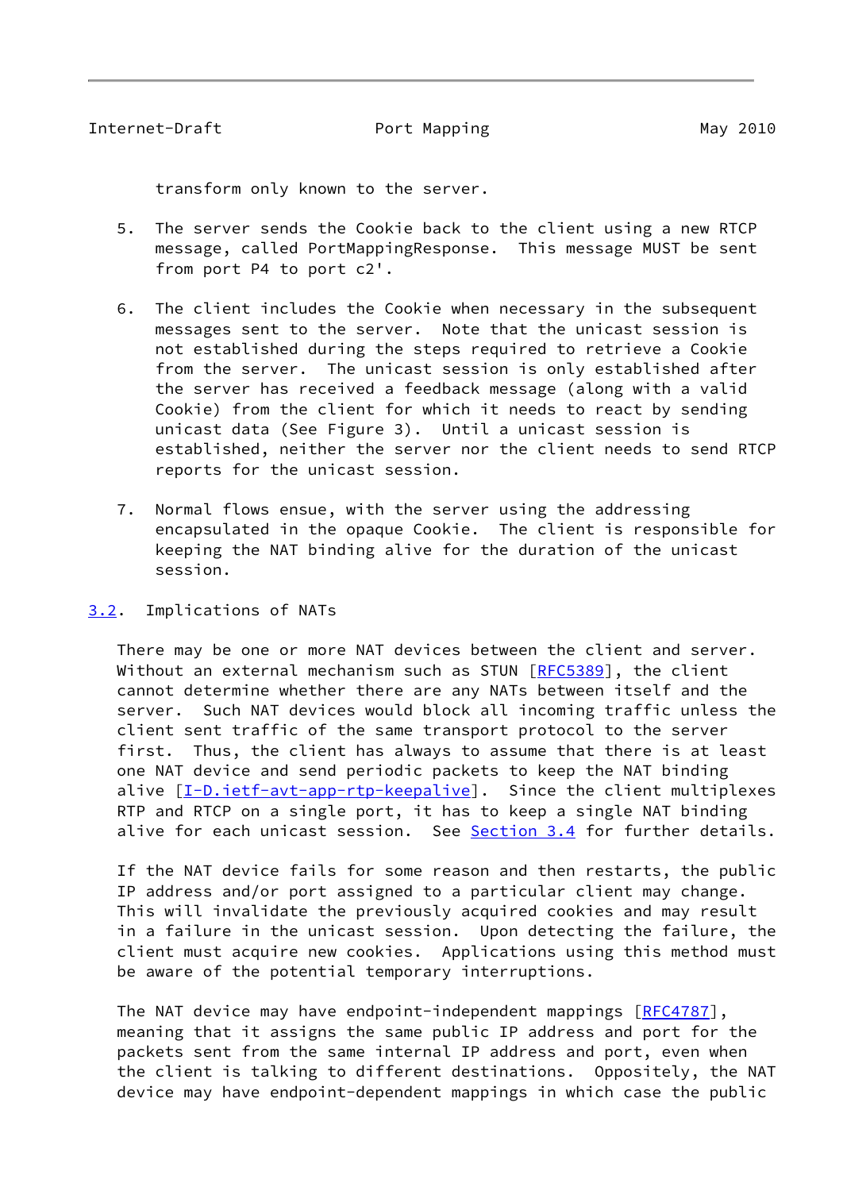transform only known to the server.

5. The server sends the Cookie back to the client using a new RTCP message, called PortMappingResponse. This message MUST be sent from port P4 to port c2'.

6. The client includes the Cookie when necessary in the subsequent messages sent to the server. Note that the unicast session is not established during the steps required to retrieve a Cookie from the server. The unicast session is only established after the server has received a feedback message (along with a valid Cookie) from the client for which it needs to react by sending unicast data (See Figure 3). Until a unicast session is established, neither the server nor the client needs to send RTCP reports for the unicast session.

7. Normal flows ensue, with the server using the addressing encapsulated in the opaque Cookie. The client is responsible for keeping the NAT binding alive for the duration of the unicast session.

### 3.2. Implications of NATs

There may be one or more NAT devices between the client and server. Without an external mechanism such as STUN [RFC5389], the client cannot determine whether there are any NATs between itself and the server. Such NAT devices would block all incoming traffic unless the client sent traffic of the same transport protocol to the server first. Thus, the client has always to assume that there is at least one NAT device and send periodic packets to keep the NAT binding alive [I-D.ietf-avt-app-rtp-keepalive]. Since the client multiplexes RTP and RTCP on a single port, it has to keep a single NAT binding alive for each unicast session. See Section 3.4 for further details.

If the NAT device fails for some reason and then restarts, the public IP address and/or port assigned to a particular client may change. This will invalidate the previously acquired cookies and may result in a failure in the unicast session. Upon detecting the failure, the client must acquire new cookies. Applications using this method must be aware of the potential temporary interruptions.

The NAT device may have endpoint-independent mappings [RFC4787], meaning that it assigns the same public IP address and port for the packets sent from the same internal IP address and port, even when the client is talking to different destinations. Oppositely, the NAT device may have endpoint-dependent mappings in which case the public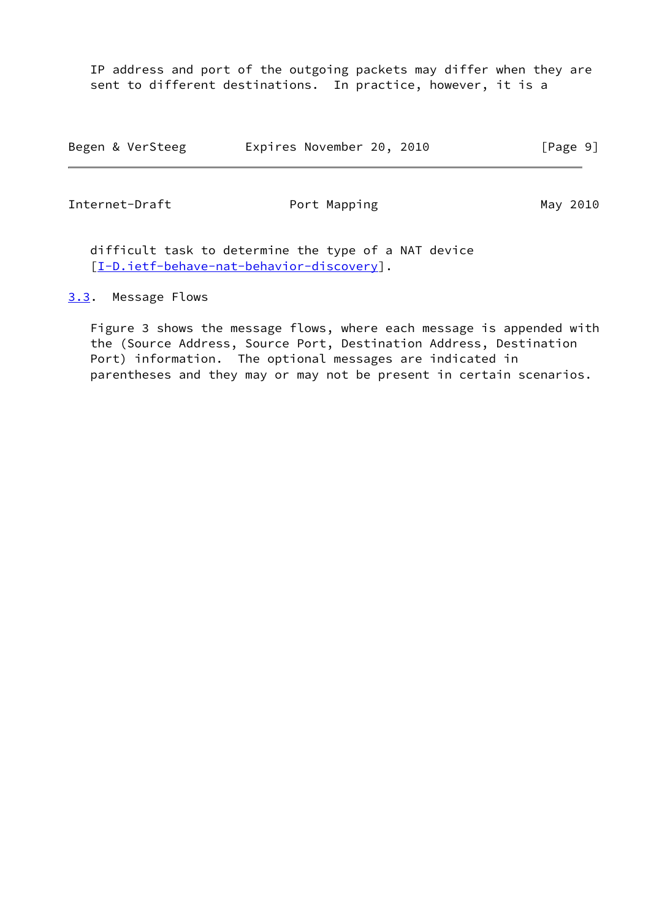IP address and port of the outgoing packets may differ when they are sent to different destinations. In practice, however, it is a difficult task to determine the type of a NAT device [I-D.ietf-behave-nat-behavior-discovery].

### 3.3. Message Flows

Figure 3 shows the message flows, where each message is appended with the (Source Address, Source Port, Destination Address, Destination Port) information. The optional messages are indicated in parentheses and they may or may not be present in certain scenarios.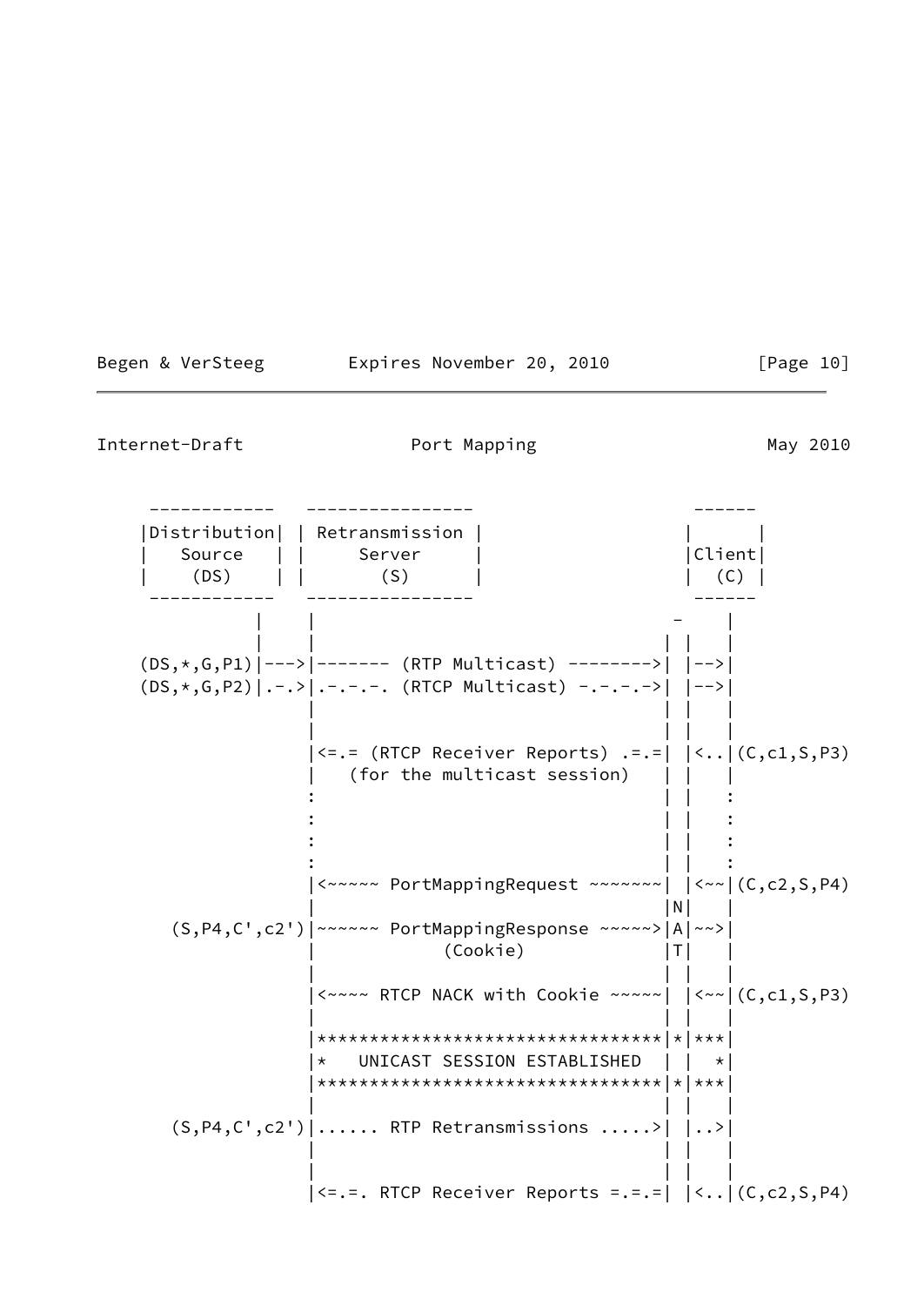```
  ------------    ----------------                  ------
 |Distribution| | Retransmission |                 |      |
 |   Source   | |     Server     |                 |Client|
 |    (DS)    | |       (S)      |                 |  (C) |
  ------------    ----------------                  ------
            |     |                                -     |
            |     |                               | |    |
(DS,*,G,P1)|--->|------- (RTP Multicast) -------->| |-->|
(DS,*,G,P2)|.-.>|.-.-.-. (RTCP Multicast) -.-.-.->| |-->|
                  |                               | |    |
                  |                               | |    |
                  |<=.= (RTCP Receiver Reports) .=.=| |<..|(C,c1,S,P3)
                  |   (for the multicast session)   | |    |
                  :                               | |    :
                  :                               | |    :
                  :                               | |    :
                  :                               | |    :
                  |<~~~~~ PortMappingRequest ~~~~~~~| |<~~|(C,c2,S,P4)
                  |                               |N|    |
     (S,P4,C',c2')|~~~~~~ PortMappingResponse ~~~~~>|A|~~>|
                  |            (Cookie)           |T|    |
                  |                               | |    |
                  |<~~~~ RTCP NACK with Cookie ~~~~~| |<~~|(C,c1,S,P3)
                  |                               | |    |
                  |*********************************|*|***|
                  |*   UNICAST SESSION ESTABLISHED  | |  *|
                  |*********************************|*|***|
                  |                               | |    |
     (S,P4,C',c2')|...... RTP Retransmissions .....>| |..>|
                  |                               | |    |
                  |                               | |    |
                  |<=.=. RTCP Receiver Reports =.=.=| |<..|(C,c2,S,P4)
```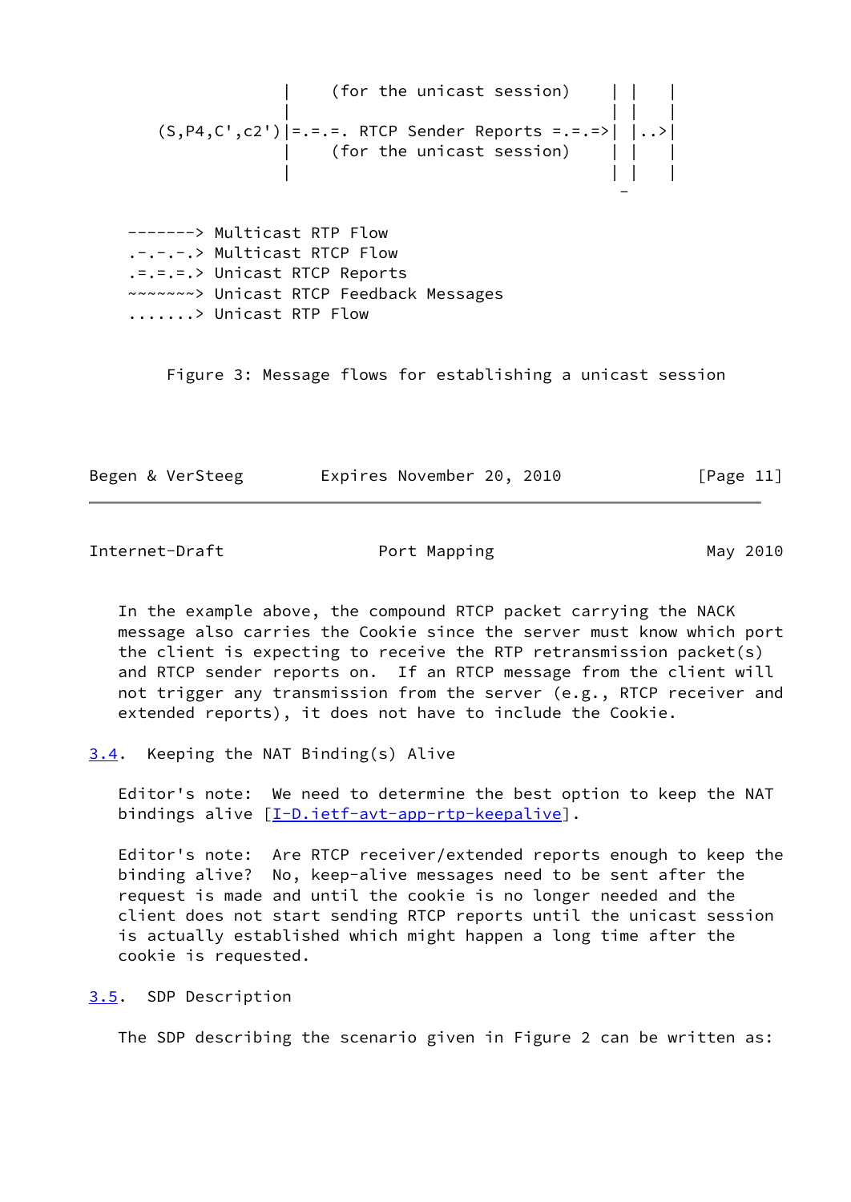```
                  |     (for the unicast session)     | |    |
                  |                                   | |    |
    (S,P4,C',c2') |=.=.=. RTCP Sender Reports =.=.=>| |..>|
                  |     (for the unicast session)     | |    |
                  |                                   | |    |
                                                        -

   -------> Multicast RTP Flow
   .-.-.-.> Multicast RTCP Flow
   .=.=.=.> Unicast RTCP Reports
   ~~~~~~~> Unicast RTCP Feedback Messages
   .......> Unicast RTP Flow
```

Figure 3: Message flows for establishing a unicast session

In the example above, the compound RTCP packet carrying the NACK message also carries the Cookie since the server must know which port the client is expecting to receive the RTP retransmission packet(s) and RTCP sender reports on. If an RTCP message from the client will not trigger any transmission from the server (e.g., RTCP receiver and extended reports), it does not have to include the Cookie.

## 3.4. Keeping the NAT Binding(s) Alive

Editor's note: We need to determine the best option to keep the NAT bindings alive [I-D.ietf-avt-app-rtp-keepalive].

Editor's note: Are RTCP receiver/extended reports enough to keep the binding alive? No, keep-alive messages need to be sent after the request is made and until the cookie is no longer needed and the client does not start sending RTCP reports until the unicast session is actually established which might happen a long time after the cookie is requested.

## 3.5. SDP Description

The SDP describing the scenario given in Figure 2 can be written as: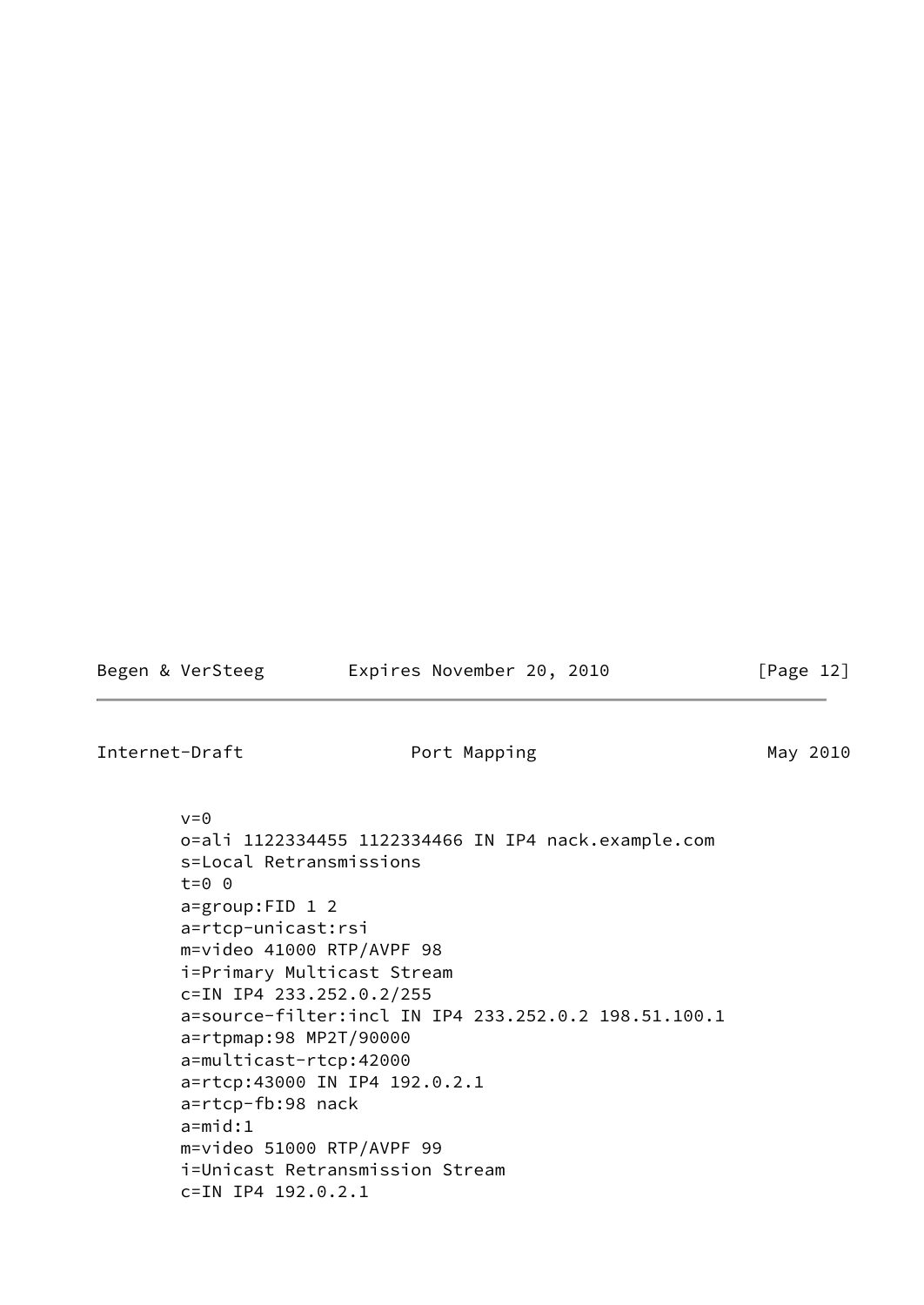```
v=0
o=ali 1122334455 1122334466 IN IP4 nack.example.com
s=Local Retransmissions
t=0 0
a=group:FID 1 2
a=rtcp-unicast:rsi
m=video 41000 RTP/AVPF 98
i=Primary Multicast Stream
c=IN IP4 233.252.0.2/255
a=source-filter:incl IN IP4 233.252.0.2 198.51.100.1
a=rtpmap:98 MP2T/90000
a=multicast-rtcp:42000
a=rtcp:43000 IN IP4 192.0.2.1
a=rtcp-fb:98 nack
a=mid:1
m=video 51000 RTP/AVPF 99
i=Unicast Retransmission Stream
c=IN IP4 192.0.2.1
```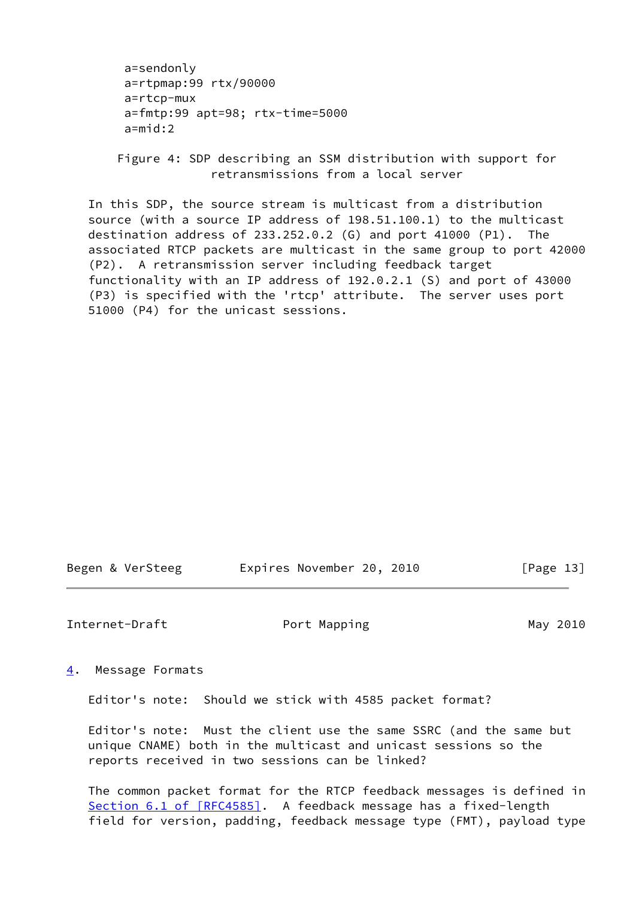```
a=sendonly
a=rtpmap:99 rtx/90000
a=rtcp-mux
a=fmtp:99 apt=98; rtx-time=5000
a=mid:2
```

Figure 4: SDP describing an SSM distribution with support for retransmissions from a local server

In this SDP, the source stream is multicast from a distribution source (with a source IP address of 198.51.100.1) to the multicast destination address of 233.252.0.2 (G) and port 41000 (P1). The associated RTCP packets are multicast in the same group to port 42000 (P2). A retransmission server including feedback target functionality with an IP address of 192.0.2.1 (S) and port of 43000 (P3) is specified with the 'rtcp' attribute. The server uses port 51000 (P4) for the unicast sessions.

## 4. Message Formats

Editor's note: Should we stick with 4585 packet format?

Editor's note: Must the client use the same SSRC (and the same but unique CNAME) both in the multicast and unicast sessions so the reports received in two sessions can be linked?

The common packet format for the RTCP feedback messages is defined in Section 6.1 of [RFC4585]. A feedback message has a fixed-length field for version, padding, feedback message type (FMT), payload type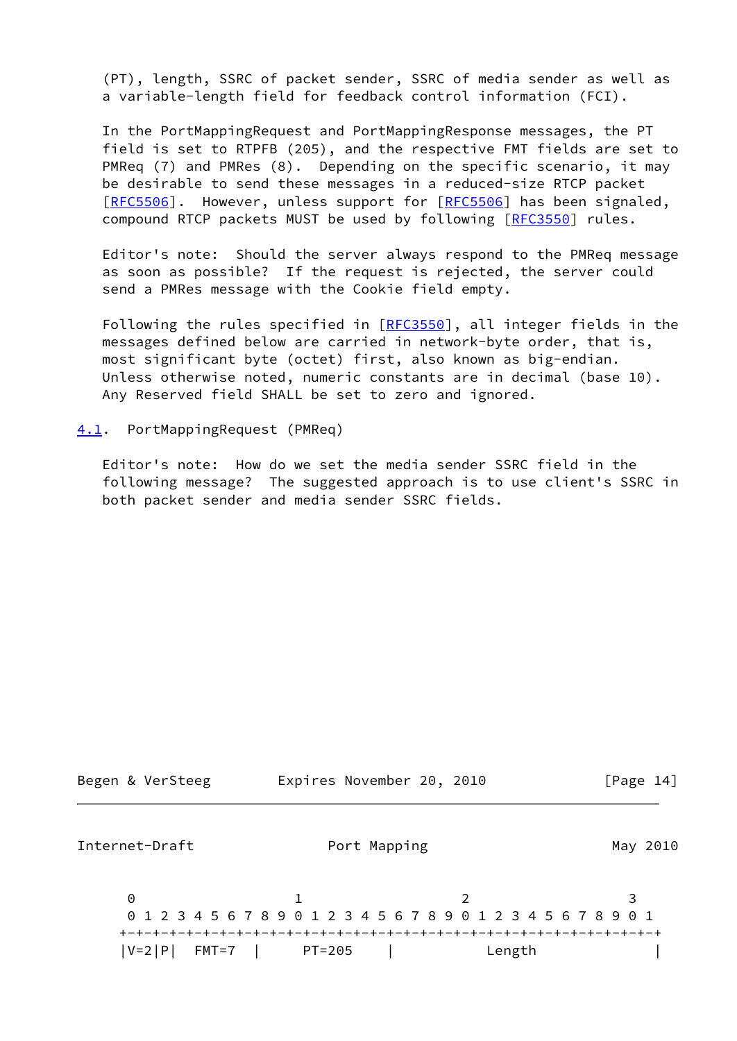(PT), length, SSRC of packet sender, SSRC of media sender as well as a variable-length field for feedback control information (FCI).

In the PortMappingRequest and PortMappingResponse messages, the PT field is set to RTPFB (205), and the respective FMT fields are set to PMReq (7) and PMRes (8). Depending on the specific scenario, it may be desirable to send these messages in a reduced-size RTCP packet [RFC5506]. However, unless support for [RFC5506] has been signaled, compound RTCP packets MUST be used by following [RFC3550] rules.

Editor's note: Should the server always respond to the PMReq message as soon as possible? If the request is rejected, the server could send a PMRes message with the Cookie field empty.

Following the rules specified in [RFC3550], all integer fields in the messages defined below are carried in network-byte order, that is, most significant byte (octet) first, also known as big-endian. Unless otherwise noted, numeric constants are in decimal (base 10). Any Reserved field SHALL be set to zero and ignored.

### 4.1. PortMappingRequest (PMReq)

Editor's note: How do we set the media sender SSRC field in the following message? The suggested approach is to use client's SSRC in both packet sender and media sender SSRC fields.

```
 0                   1                   2                   3
 0 1 2 3 4 5 6 7 8 9 0 1 2 3 4 5 6 7 8 9 0 1 2 3 4 5 6 7 8 9 0 1
+-+-+-+-+-+-+-+-+-+-+-+-+-+-+-+-+-+-+-+-+-+-+-+-+-+-+-+-+-+-+-+-+
|V=2|P|   FMT=7 |     PT=205    |           Length              |
```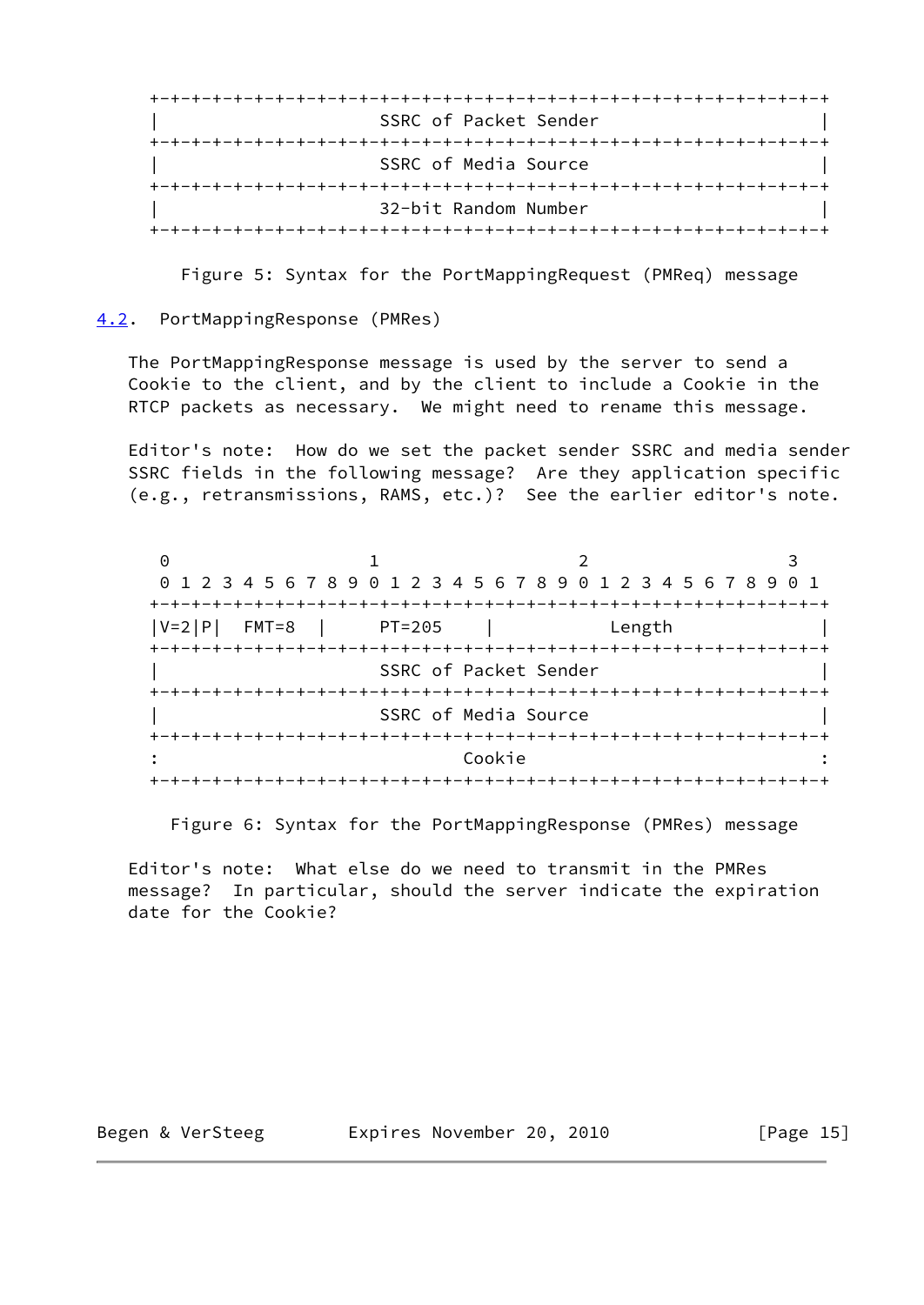```
+-+-+-+-+-+-+-+-+-+-+-+-+-+-+-+-+-+-+-+-+-+-+-+-+-+-+-+-+-+-+-+-+
|                     SSRC of Packet Sender                     |
+-+-+-+-+-+-+-+-+-+-+-+-+-+-+-+-+-+-+-+-+-+-+-+-+-+-+-+-+-+-+-+-+
|                     SSRC of Media Source                      |
+-+-+-+-+-+-+-+-+-+-+-+-+-+-+-+-+-+-+-+-+-+-+-+-+-+-+-+-+-+-+-+-+
|                     32-bit Random Number                      |
+-+-+-+-+-+-+-+-+-+-+-+-+-+-+-+-+-+-+-+-+-+-+-+-+-+-+-+-+-+-+-+-+
```

Figure 5: Syntax for the PortMappingRequest (PMReq) message

### 4.2. PortMappingResponse (PMRes)

The PortMappingResponse message is used by the server to send a Cookie to the client, and by the client to include a Cookie in the RTCP packets as necessary. We might need to rename this message.

Editor's note: How do we set the packet sender SSRC and media sender SSRC fields in the following message? Are they application specific (e.g., retransmissions, RAMS, etc.)? See the earlier editor's note.

```
 0                   1                   2                   3
 0 1 2 3 4 5 6 7 8 9 0 1 2 3 4 5 6 7 8 9 0 1 2 3 4 5 6 7 8 9 0 1
+-+-+-+-+-+-+-+-+-+-+-+-+-+-+-+-+-+-+-+-+-+-+-+-+-+-+-+-+-+-+-+-+
|V=2|P|  FMT=8  |    PT=205     |           Length              |
+-+-+-+-+-+-+-+-+-+-+-+-+-+-+-+-+-+-+-+-+-+-+-+-+-+-+-+-+-+-+-+-+
|                     SSRC of Packet Sender                     |
+-+-+-+-+-+-+-+-+-+-+-+-+-+-+-+-+-+-+-+-+-+-+-+-+-+-+-+-+-+-+-+-+
|                     SSRC of Media Source                      |
+-+-+-+-+-+-+-+-+-+-+-+-+-+-+-+-+-+-+-+-+-+-+-+-+-+-+-+-+-+-+-+-+
:                             Cookie                            :
+-+-+-+-+-+-+-+-+-+-+-+-+-+-+-+-+-+-+-+-+-+-+-+-+-+-+-+-+-+-+-+-+
```

Figure 6: Syntax for the PortMappingResponse (PMRes) message

Editor's note: What else do we need to transmit in the PMRes message? In particular, should the server indicate the expiration date for the Cookie?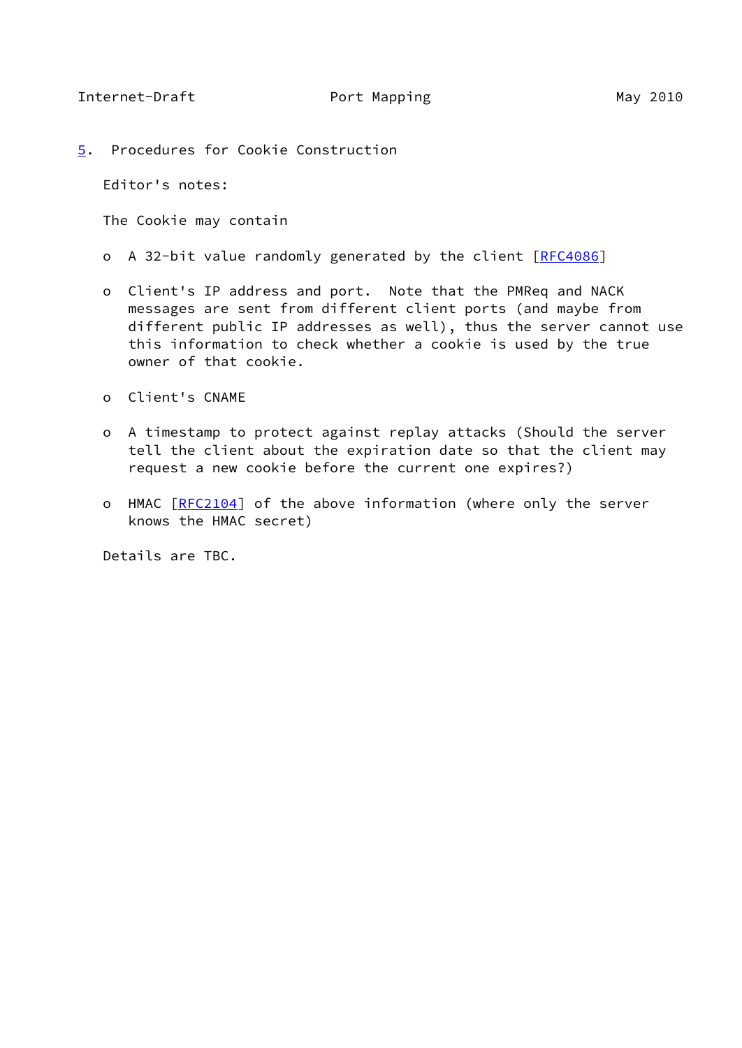## 5. Procedures for Cookie Construction

Editor's notes:

The Cookie may contain

- A 32-bit value randomly generated by the client [RFC4086]
- Client's IP address and port. Note that the PMReq and NACK messages are sent from different client ports (and maybe from different public IP addresses as well), thus the server cannot use this information to check whether a cookie is used by the true owner of that cookie.
- Client's CNAME
- A timestamp to protect against replay attacks (Should the server tell the client about the expiration date so that the client may request a new cookie before the current one expires?)
- HMAC [RFC2104] of the above information (where only the server knows the HMAC secret)

Details are TBC.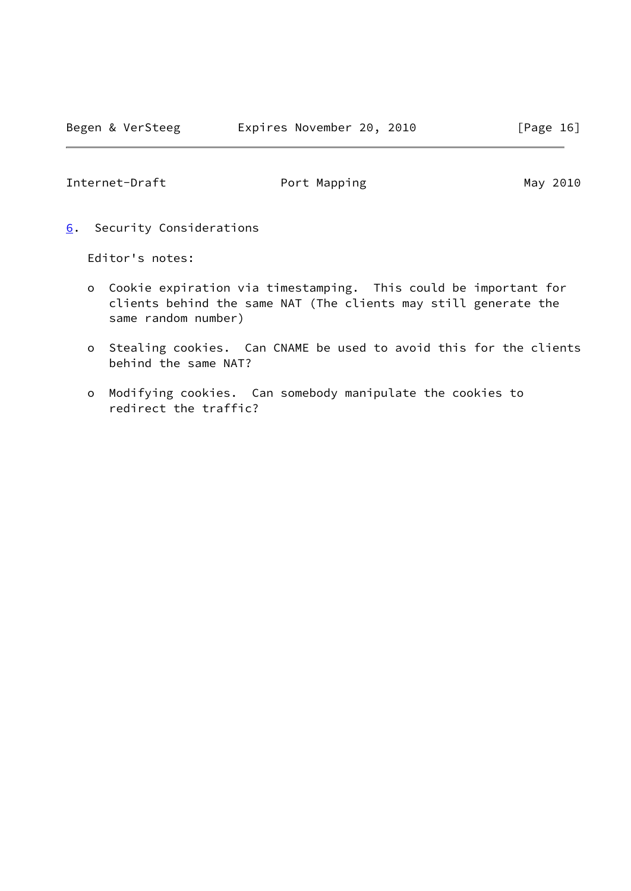## 6. Security Considerations

Editor's notes:

- Cookie expiration via timestamping. This could be important for clients behind the same NAT (The clients may still generate the same random number)
- Stealing cookies. Can CNAME be used to avoid this for the clients behind the same NAT?
- Modifying cookies. Can somebody manipulate the cookies to redirect the traffic?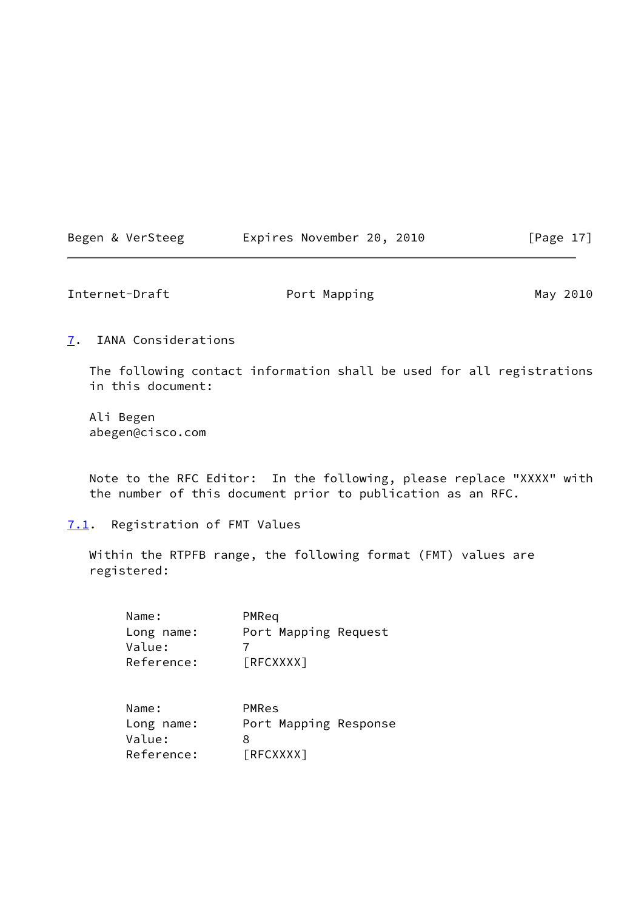## 7. IANA Considerations

The following contact information shall be used for all registrations in this document:

Ali Begen
abegen@cisco.com

Note to the RFC Editor: In the following, please replace "XXXX" with the number of this document prior to publication as an RFC.

### 7.1. Registration of FMT Values

Within the RTPFB range, the following format (FMT) values are registered:

```
Name:           PMReq
Long name:      Port Mapping Request
Value:          7
Reference:      [RFCXXXX]


Name:           PMRes
Long name:      Port Mapping Response
Value:          8
Reference:      [RFCXXXX]
```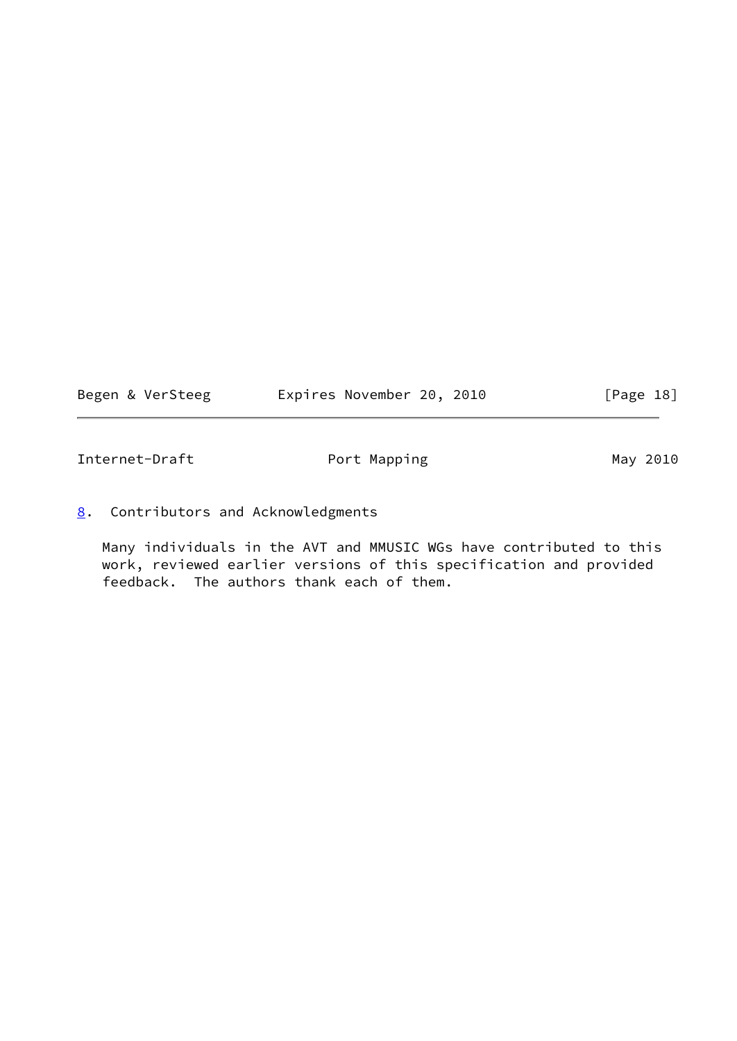## 8. Contributors and Acknowledgments

Many individuals in the AVT and MMUSIC WGs have contributed to this work, reviewed earlier versions of this specification and provided feedback. The authors thank each of them.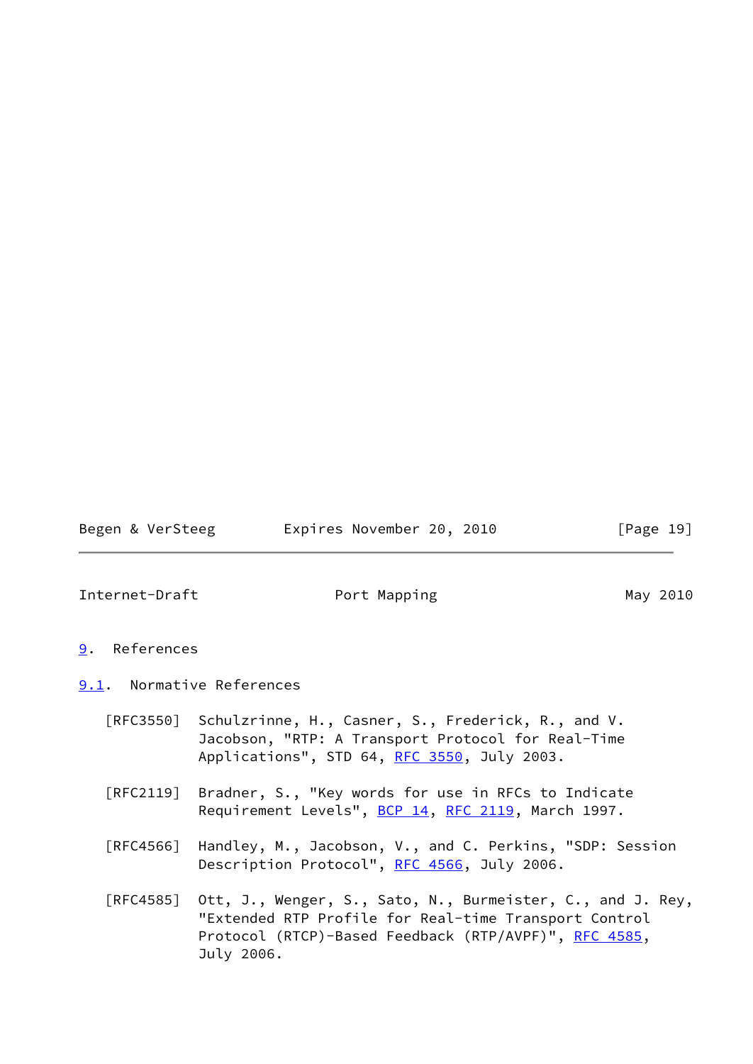# 9. References

## 9.1. Normative References

[RFC3550] Schulzrinne, H., Casner, S., Frederick, R., and V. Jacobson, "RTP: A Transport Protocol for Real-Time Applications", STD 64, RFC 3550, July 2003.

[RFC2119] Bradner, S., "Key words for use in RFCs to Indicate Requirement Levels", BCP 14, RFC 2119, March 1997.

[RFC4566] Handley, M., Jacobson, V., and C. Perkins, "SDP: Session Description Protocol", RFC 4566, July 2006.

[RFC4585] Ott, J., Wenger, S., Sato, N., Burmeister, C., and J. Rey, "Extended RTP Profile for Real-time Transport Control Protocol (RTCP)-Based Feedback (RTP/AVPF)", RFC 4585, July 2006.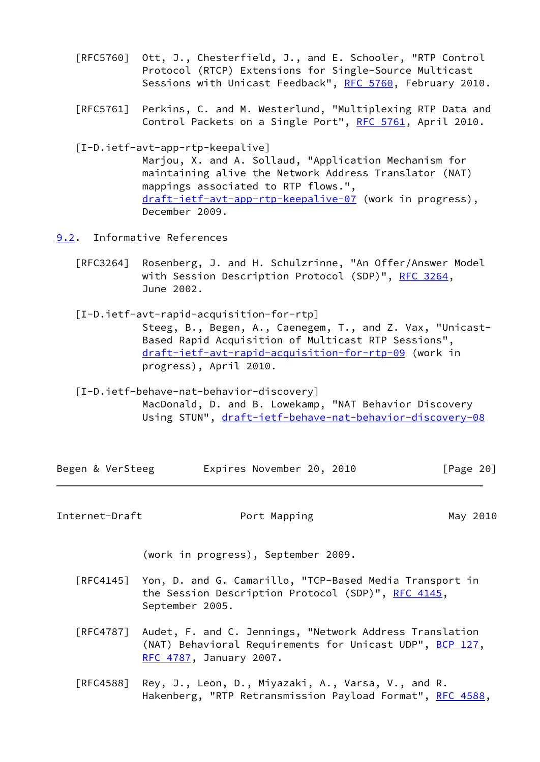[RFC5760] Ott, J., Chesterfield, J., and E. Schooler, "RTP Control Protocol (RTCP) Extensions for Single-Source Multicast Sessions with Unicast Feedback", RFC 5760, February 2010.

[RFC5761] Perkins, C. and M. Westerlund, "Multiplexing RTP Data and Control Packets on a Single Port", RFC 5761, April 2010.

[I-D.ietf-avt-app-rtp-keepalive] Marjou, X. and A. Sollaud, "Application Mechanism for maintaining alive the Network Address Translator (NAT) mappings associated to RTP flows.", draft-ietf-avt-app-rtp-keepalive-07 (work in progress), December 2009.

## 9.2. Informative References

[RFC3264] Rosenberg, J. and H. Schulzrinne, "An Offer/Answer Model with Session Description Protocol (SDP)", RFC 3264, June 2002.

[I-D.ietf-avt-rapid-acquisition-for-rtp] Steeg, B., Begen, A., Caenegem, T., and Z. Vax, "Unicast-Based Rapid Acquisition of Multicast RTP Sessions", draft-ietf-avt-rapid-acquisition-for-rtp-09 (work in progress), April 2010.

[I-D.ietf-behave-nat-behavior-discovery] MacDonald, D. and B. Lowekamp, "NAT Behavior Discovery Using STUN", draft-ietf-behave-nat-behavior-discovery-08 (work in progress), September 2009.

[RFC4145] Yon, D. and G. Camarillo, "TCP-Based Media Transport in the Session Description Protocol (SDP)", RFC 4145, September 2005.

[RFC4787] Audet, F. and C. Jennings, "Network Address Translation (NAT) Behavioral Requirements for Unicast UDP", BCP 127, RFC 4787, January 2007.

[RFC4588] Rey, J., Leon, D., Miyazaki, A., Varsa, V., and R. Hakenberg, "RTP Retransmission Payload Format", RFC 4588,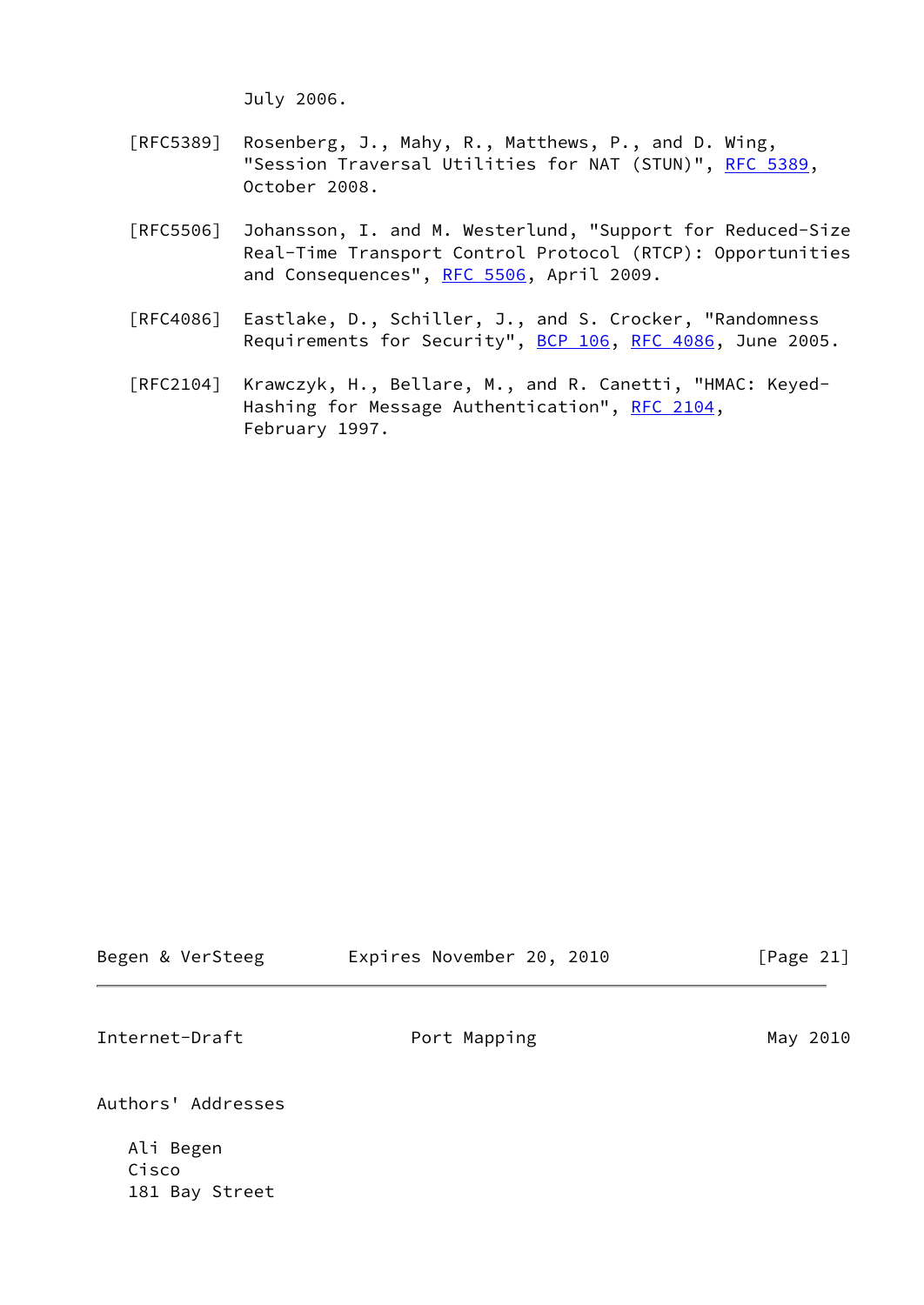July 2006.

[RFC5389] Rosenberg, J., Mahy, R., Matthews, P., and D. Wing, "Session Traversal Utilities for NAT (STUN)", RFC 5389, October 2008.

[RFC5506] Johansson, I. and M. Westerlund, "Support for Reduced-Size Real-Time Transport Control Protocol (RTCP): Opportunities and Consequences", RFC 5506, April 2009.

[RFC4086] Eastlake, D., Schiller, J., and S. Crocker, "Randomness Requirements for Security", BCP 106, RFC 4086, June 2005.

[RFC2104] Krawczyk, H., Bellare, M., and R. Canetti, "HMAC: Keyed-Hashing for Message Authentication", RFC 2104, February 1997.

## Authors' Addresses

Ali Begen
Cisco
181 Bay Street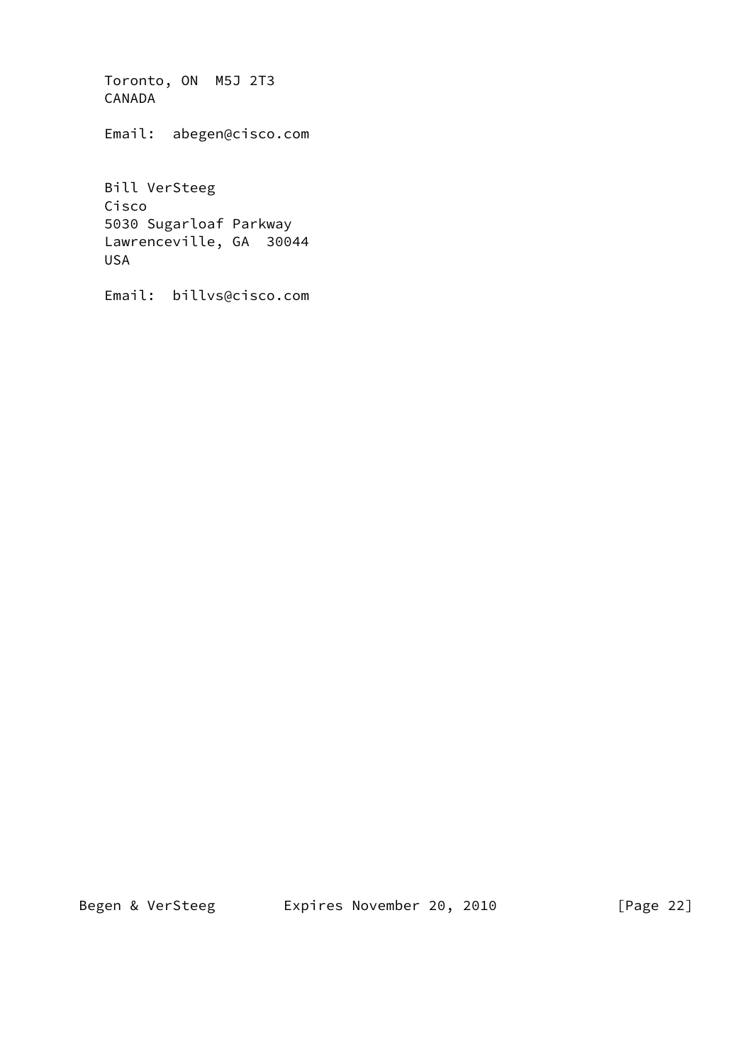Toronto, ON  M5J 2T3
CANADA

Email:  abegen@cisco.com

Bill VerSteeg
Cisco
5030 Sugarloaf Parkway
Lawrenceville, GA  30044
USA

Email:  billvs@cisco.com